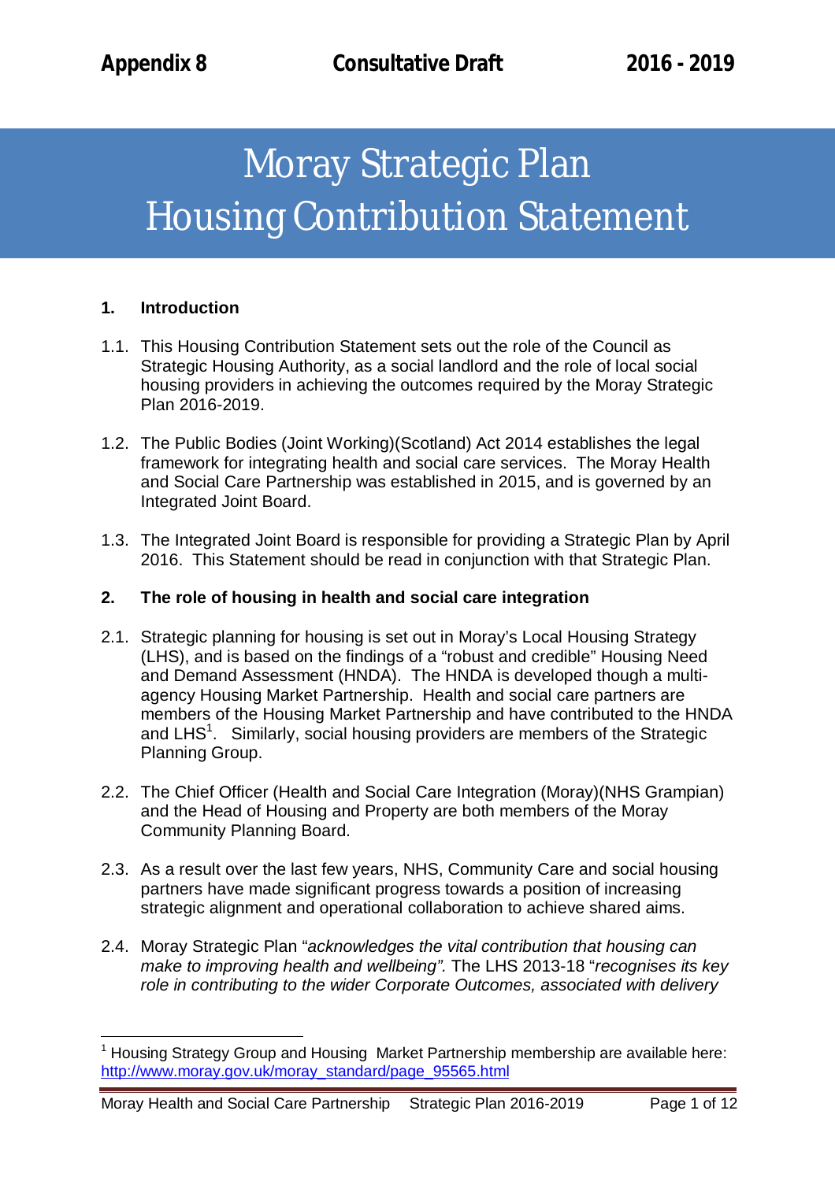Appendix 8 Consultative Draft 2016 - 2019

# Moray Strategic Plan
# Housing Contribution Statement

## 1. Introduction

1.1. This Housing Contribution Statement sets out the role of the Council as Strategic Housing Authority, as a social landlord and the role of local social housing providers in achieving the outcomes required by the Moray Strategic Plan 2016-2019.

1.2. The Public Bodies (Joint Working)(Scotland) Act 2014 establishes the legal framework for integrating health and social care services. The Moray Health and Social Care Partnership was established in 2015, and is governed by an Integrated Joint Board.

1.3. The Integrated Joint Board is responsible for providing a Strategic Plan by April 2016. This Statement should be read in conjunction with that Strategic Plan.

## 2. The role of housing in health and social care integration

2.1. Strategic planning for housing is set out in Moray's Local Housing Strategy (LHS), and is based on the findings of a "robust and credible" Housing Need and Demand Assessment (HNDA). The HNDA is developed though a multi-agency Housing Market Partnership. Health and social care partners are members of the Housing Market Partnership and have contributed to the HNDA and LHS[1]. Similarly, social housing providers are members of the Strategic Planning Group.

2.2. The Chief Officer (Health and Social Care Integration (Moray)(NHS Grampian) and the Head of Housing and Property are both members of the Moray Community Planning Board.

2.3. As a result over the last few years, NHS, Community Care and social housing partners have made significant progress towards a position of increasing strategic alignment and operational collaboration to achieve shared aims.

2.4. Moray Strategic Plan "*acknowledges the vital contribution that housing can make to improving health and wellbeing".* The LHS 2013-18 "*recognises its key role in contributing to the wider Corporate Outcomes, associated with delivery*

[1] Housing Strategy Group and Housing Market Partnership membership are available here: http://www.moray.gov.uk/moray_standard/page_95565.html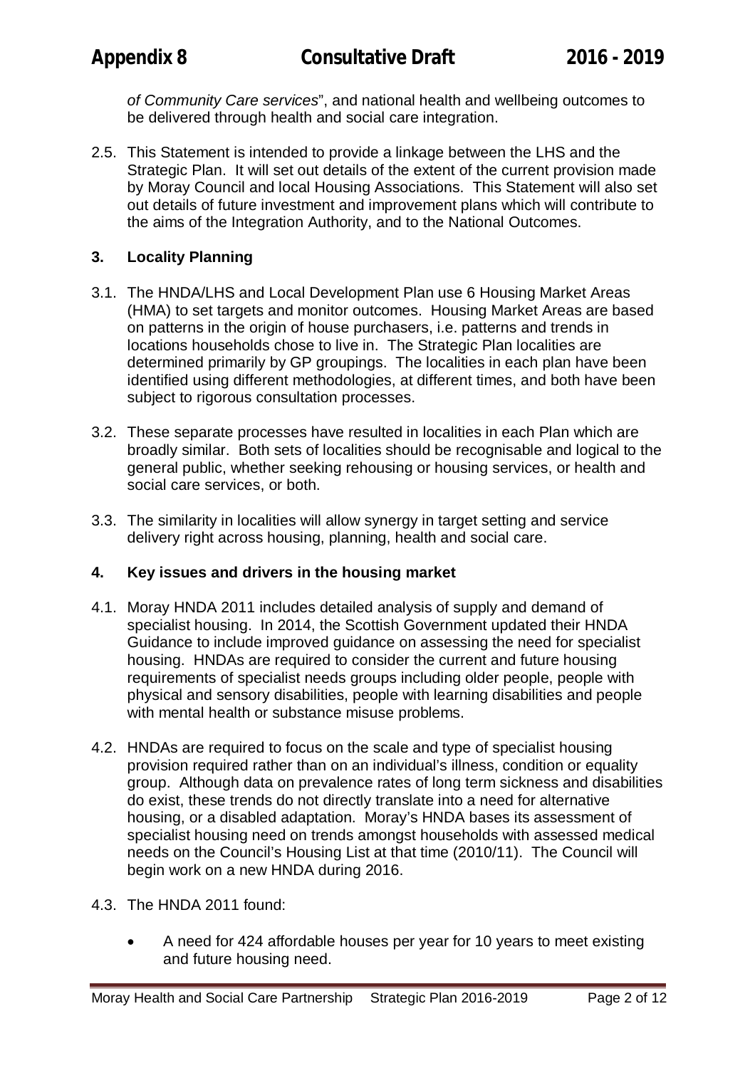*of Community Care services*", and national health and wellbeing outcomes to be delivered through health and social care integration.

2.5. This Statement is intended to provide a linkage between the LHS and the Strategic Plan. It will set out details of the extent of the current provision made by Moray Council and local Housing Associations. This Statement will also set out details of future investment and improvement plans which will contribute to the aims of the Integration Authority, and to the National Outcomes.

## 3. Locality Planning

3.1. The HNDA/LHS and Local Development Plan use 6 Housing Market Areas (HMA) to set targets and monitor outcomes. Housing Market Areas are based on patterns in the origin of house purchasers, i.e. patterns and trends in locations households chose to live in. The Strategic Plan localities are determined primarily by GP groupings. The localities in each plan have been identified using different methodologies, at different times, and both have been subject to rigorous consultation processes.

3.2. These separate processes have resulted in localities in each Plan which are broadly similar. Both sets of localities should be recognisable and logical to the general public, whether seeking rehousing or housing services, or health and social care services, or both.

3.3. The similarity in localities will allow synergy in target setting and service delivery right across housing, planning, health and social care.

## 4. Key issues and drivers in the housing market

4.1. Moray HNDA 2011 includes detailed analysis of supply and demand of specialist housing. In 2014, the Scottish Government updated their HNDA Guidance to include improved guidance on assessing the need for specialist housing. HNDAs are required to consider the current and future housing requirements of specialist needs groups including older people, people with physical and sensory disabilities, people with learning disabilities and people with mental health or substance misuse problems.

4.2. HNDAs are required to focus on the scale and type of specialist housing provision required rather than on an individual's illness, condition or equality group. Although data on prevalence rates of long term sickness and disabilities do exist, these trends do not directly translate into a need for alternative housing, or a disabled adaptation. Moray's HNDA bases its assessment of specialist housing need on trends amongst households with assessed medical needs on the Council's Housing List at that time (2010/11). The Council will begin work on a new HNDA during 2016.

4.3. The HNDA 2011 found:

- A need for 424 affordable houses per year for 10 years to meet existing and future housing need.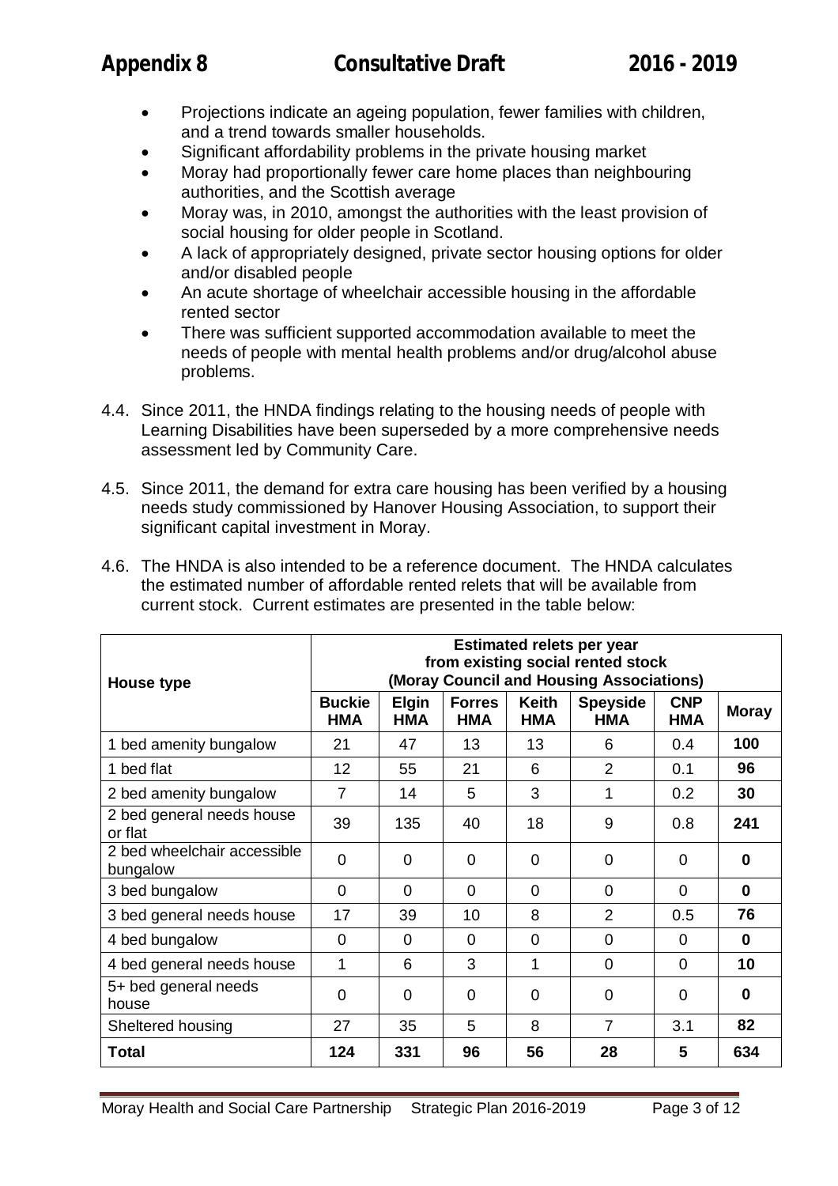- Projections indicate an ageing population, fewer families with children, and a trend towards smaller households.
- Significant affordability problems in the private housing market
- Moray had proportionally fewer care home places than neighbouring authorities, and the Scottish average
- Moray was, in 2010, amongst the authorities with the least provision of social housing for older people in Scotland.
- A lack of appropriately designed, private sector housing options for older and/or disabled people
- An acute shortage of wheelchair accessible housing in the affordable rented sector
- There was sufficient supported accommodation available to meet the needs of people with mental health problems and/or drug/alcohol abuse problems.

4.4. Since 2011, the HNDA findings relating to the housing needs of people with Learning Disabilities have been superseded by a more comprehensive needs assessment led by Community Care.

4.5. Since 2011, the demand for extra care housing has been verified by a housing needs study commissioned by Hanover Housing Association, to support their significant capital investment in Moray.

4.6. The HNDA is also intended to be a reference document. The HNDA calculates the estimated number of affordable rented relets that will be available from current stock. Current estimates are presented in the table below:

| House type | Estimated relets per year from existing social rented stock (Moray Council and Housing Associations) | | | | | | |
|---|---|---|---|---|---|---|---|
| | **Buckie HMA** | **Elgin HMA** | **Forres HMA** | **Keith HMA** | **Speyside HMA** | **CNP HMA** | **Moray** |
| 1 bed amenity bungalow | 21 | 47 | 13 | 13 | 6 | 0.4 | **100** |
| 1 bed flat | 12 | 55 | 21 | 6 | 2 | 0.1 | **96** |
| 2 bed amenity bungalow | 7 | 14 | 5 | 3 | 1 | 0.2 | **30** |
| 2 bed general needs house or flat | 39 | 135 | 40 | 18 | 9 | 0.8 | **241** |
| 2 bed wheelchair accessible bungalow | 0 | 0 | 0 | 0 | 0 | 0 | **0** |
| 3 bed bungalow | 0 | 0 | 0 | 0 | 0 | 0 | **0** |
| 3 bed general needs house | 17 | 39 | 10 | 8 | 2 | 0.5 | **76** |
| 4 bed bungalow | 0 | 0 | 0 | 0 | 0 | 0 | **0** |
| 4 bed general needs house | 1 | 6 | 3 | 1 | 0 | 0 | **10** |
| 5+ bed general needs house | 0 | 0 | 0 | 0 | 0 | 0 | **0** |
| Sheltered housing | 27 | 35 | 5 | 8 | 7 | 3.1 | **82** |
| **Total** | **124** | **331** | **96** | **56** | **28** | **5** | **634** |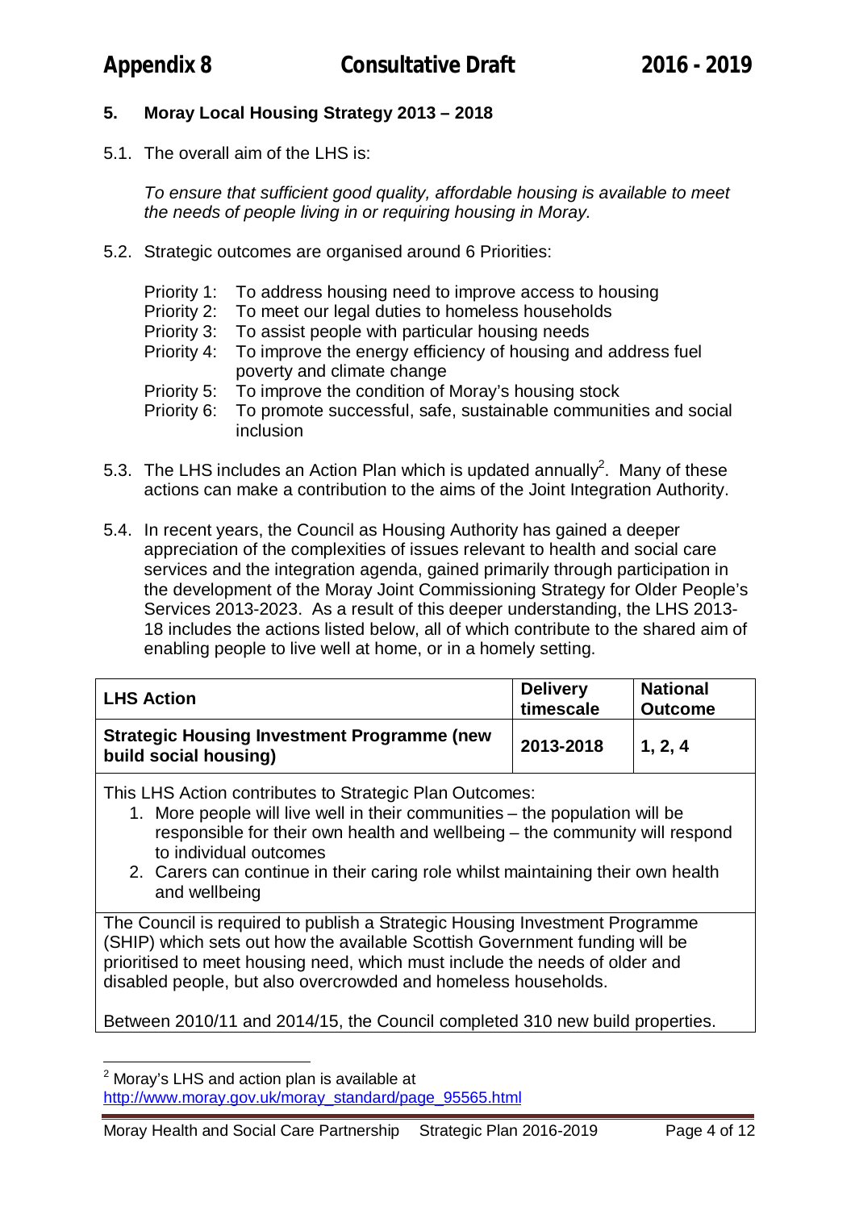## 5. Moray Local Housing Strategy 2013 – 2018

5.1. The overall aim of the LHS is:

*To ensure that sufficient good quality, affordable housing is available to meet the needs of people living in or requiring housing in Moray.*

5.2. Strategic outcomes are organised around 6 Priorities:

- Priority 1: To address housing need to improve access to housing
- Priority 2: To meet our legal duties to homeless households
- Priority 3: To assist people with particular housing needs
- Priority 4: To improve the energy efficiency of housing and address fuel poverty and climate change
- Priority 5: To improve the condition of Moray's housing stock
- Priority 6: To promote successful, safe, sustainable communities and social inclusion

5.3. The LHS includes an Action Plan which is updated annually[2]. Many of these actions can make a contribution to the aims of the Joint Integration Authority.

5.4. In recent years, the Council as Housing Authority has gained a deeper appreciation of the complexities of issues relevant to health and social care services and the integration agenda, gained primarily through participation in the development of the Moray Joint Commissioning Strategy for Older People's Services 2013-2023. As a result of this deeper understanding, the LHS 2013-18 includes the actions listed below, all of which contribute to the shared aim of enabling people to live well at home, or in a homely setting.

| LHS Action | Delivery timescale | National Outcome |
|---|---|---|
| **Strategic Housing Investment Programme (new build social housing)** | **2013-2018** | **1, 2, 4** |
| This LHS Action contributes to Strategic Plan Outcomes:<br>1. More people will live well in their communities – the population will be responsible for their own health and wellbeing – the community will respond to individual outcomes<br>2. Carers can continue in their caring role whilst maintaining their own health and wellbeing | | |
| The Council is required to publish a Strategic Housing Investment Programme (SHIP) which sets out how the available Scottish Government funding will be prioritised to meet housing need, which must include the needs of older and disabled people, but also overcrowded and homeless households.<br><br>Between 2010/11 and 2014/15, the Council completed 310 new build properties. | | |

[2] Moray's LHS and action plan is available at http://www.moray.gov.uk/moray_standard/page_95565.html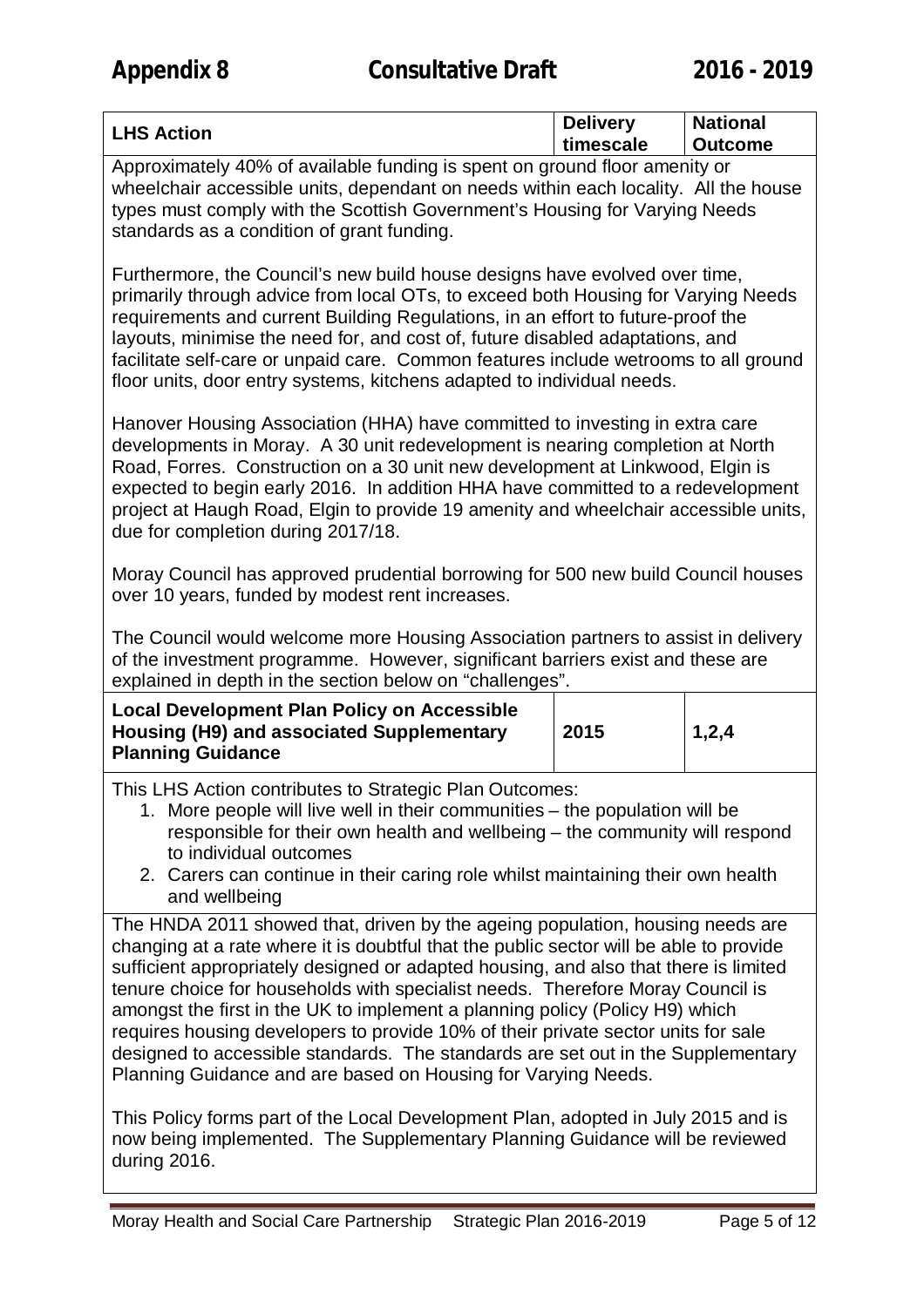| LHS Action | Delivery timescale | National Outcome |
|---|---|---|

Approximately 40% of available funding is spent on ground floor amenity or wheelchair accessible units, dependant on needs within each locality. All the house types must comply with the Scottish Government's Housing for Varying Needs standards as a condition of grant funding.

Furthermore, the Council's new build house designs have evolved over time, primarily through advice from local OTs, to exceed both Housing for Varying Needs requirements and current Building Regulations, in an effort to future-proof the layouts, minimise the need for, and cost of, future disabled adaptations, and facilitate self-care or unpaid care. Common features include wetrooms to all ground floor units, door entry systems, kitchens adapted to individual needs.

Hanover Housing Association (HHA) have committed to investing in extra care developments in Moray. A 30 unit redevelopment is nearing completion at North Road, Forres. Construction on a 30 unit new development at Linkwood, Elgin is expected to begin early 2016. In addition HHA have committed to a redevelopment project at Haugh Road, Elgin to provide 19 amenity and wheelchair accessible units, due for completion during 2017/18.

Moray Council has approved prudential borrowing for 500 new build Council houses over 10 years, funded by modest rent increases.

The Council would welcome more Housing Association partners to assist in delivery of the investment programme. However, significant barriers exist and these are explained in depth in the section below on "challenges".

| LHS Action | Delivery timescale | National Outcome |
|---|---|---|
| **Local Development Plan Policy on Accessible Housing (H9) and associated Supplementary Planning Guidance** | **2015** | **1,2,4** |

This LHS Action contributes to Strategic Plan Outcomes:

1. More people will live well in their communities – the population will be responsible for their own health and wellbeing – the community will respond to individual outcomes
2. Carers can continue in their caring role whilst maintaining their own health and wellbeing

The HNDA 2011 showed that, driven by the ageing population, housing needs are changing at a rate where it is doubtful that the public sector will be able to provide sufficient appropriately designed or adapted housing, and also that there is limited tenure choice for households with specialist needs. Therefore Moray Council is amongst the first in the UK to implement a planning policy (Policy H9) which requires housing developers to provide 10% of their private sector units for sale designed to accessible standards. The standards are set out in the Supplementary Planning Guidance and are based on Housing for Varying Needs.

This Policy forms part of the Local Development Plan, adopted in July 2015 and is now being implemented. The Supplementary Planning Guidance will be reviewed during 2016.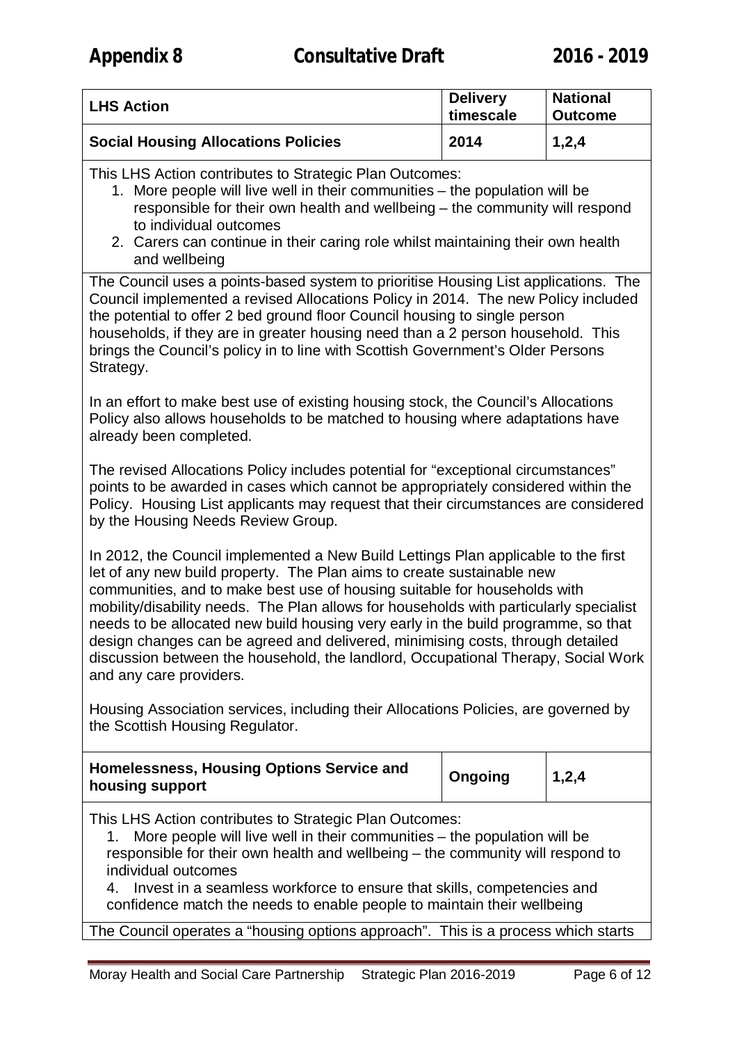| LHS Action | Delivery timescale | National Outcome |
|---|---|---|
| **Social Housing Allocations Policies** | **2014** | **1,2,4** |

This LHS Action contributes to Strategic Plan Outcomes:

1. More people will live well in their communities – the population will be responsible for their own health and wellbeing – the community will respond to individual outcomes
2. Carers can continue in their caring role whilst maintaining their own health and wellbeing

The Council uses a points-based system to prioritise Housing List applications. The Council implemented a revised Allocations Policy in 2014. The new Policy included the potential to offer 2 bed ground floor Council housing to single person households, if they are in greater housing need than a 2 person household. This brings the Council's policy in to line with Scottish Government's Older Persons Strategy.

In an effort to make best use of existing housing stock, the Council's Allocations Policy also allows households to be matched to housing where adaptations have already been completed.

The revised Allocations Policy includes potential for "exceptional circumstances" points to be awarded in cases which cannot be appropriately considered within the Policy. Housing List applicants may request that their circumstances are considered by the Housing Needs Review Group.

In 2012, the Council implemented a New Build Lettings Plan applicable to the first let of any new build property. The Plan aims to create sustainable new communities, and to make best use of housing suitable for households with mobility/disability needs. The Plan allows for households with particularly specialist needs to be allocated new build housing very early in the build programme, so that design changes can be agreed and delivered, minimising costs, through detailed discussion between the household, the landlord, Occupational Therapy, Social Work and any care providers.

Housing Association services, including their Allocations Policies, are governed by the Scottish Housing Regulator.

| | | |
|---|---|---|
| **Homelessness, Housing Options Service and housing support** | **Ongoing** | **1,2,4** |

This LHS Action contributes to Strategic Plan Outcomes:

1. More people will live well in their communities – the population will be responsible for their own health and wellbeing – the community will respond to individual outcomes

4. Invest in a seamless workforce to ensure that skills, competencies and confidence match the needs to enable people to maintain their wellbeing

The Council operates a "housing options approach". This is a process which starts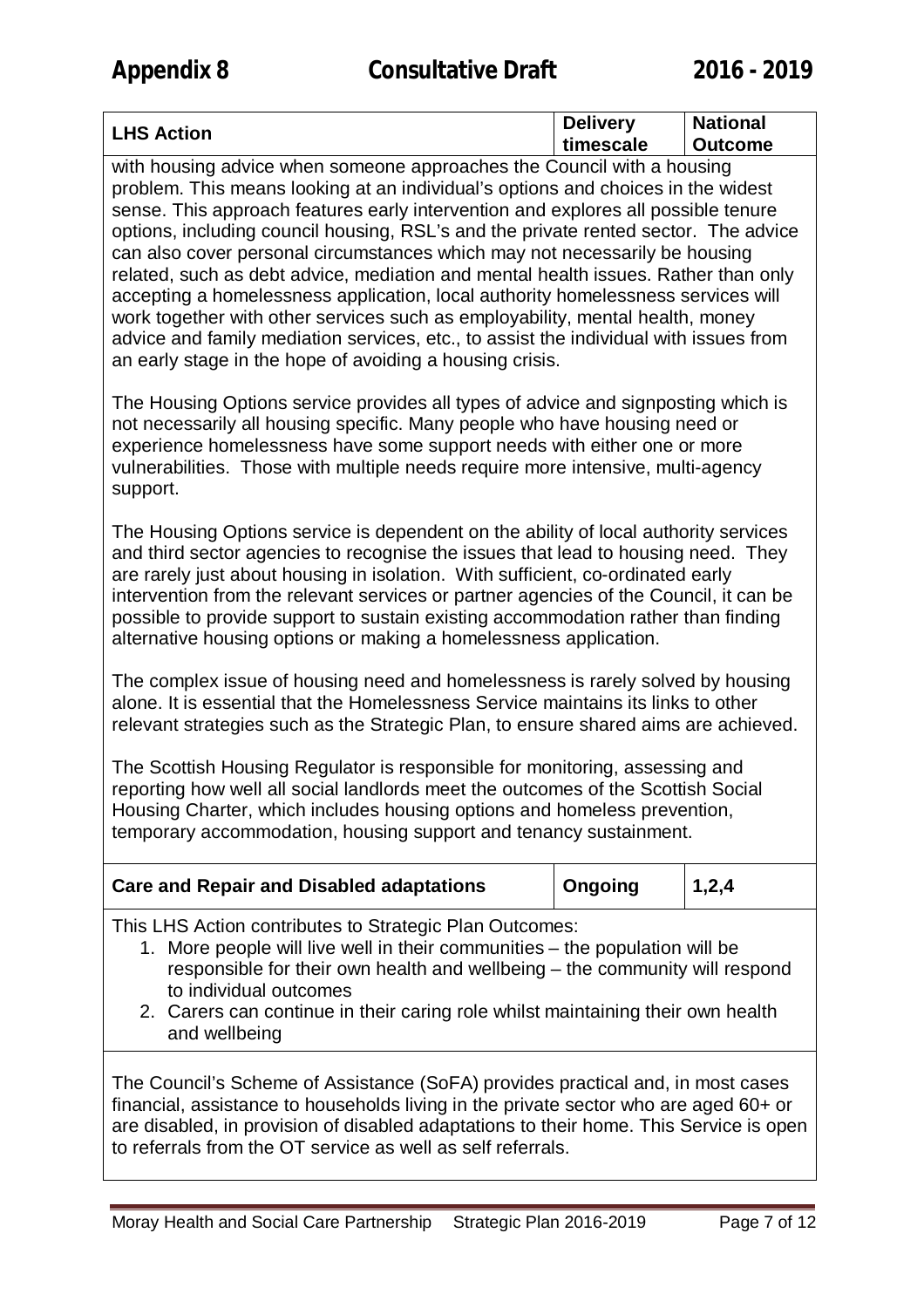| LHS Action | Delivery timescale | National Outcome |
|---|---|---|

with housing advice when someone approaches the Council with a housing problem. This means looking at an individual's options and choices in the widest sense. This approach features early intervention and explores all possible tenure options, including council housing, RSL's and the private rented sector. The advice can also cover personal circumstances which may not necessarily be housing related, such as debt advice, mediation and mental health issues. Rather than only accepting a homelessness application, local authority homelessness services will work together with other services such as employability, mental health, money advice and family mediation services, etc., to assist the individual with issues from an early stage in the hope of avoiding a housing crisis.

The Housing Options service provides all types of advice and signposting which is not necessarily all housing specific. Many people who have housing need or experience homelessness have some support needs with either one or more vulnerabilities. Those with multiple needs require more intensive, multi-agency support.

The Housing Options service is dependent on the ability of local authority services and third sector agencies to recognise the issues that lead to housing need. They are rarely just about housing in isolation. With sufficient, co-ordinated early intervention from the relevant services or partner agencies of the Council, it can be possible to provide support to sustain existing accommodation rather than finding alternative housing options or making a homelessness application.

The complex issue of housing need and homelessness is rarely solved by housing alone. It is essential that the Homelessness Service maintains its links to other relevant strategies such as the Strategic Plan, to ensure shared aims are achieved.

The Scottish Housing Regulator is responsible for monitoring, assessing and reporting how well all social landlords meet the outcomes of the Scottish Social Housing Charter, which includes housing options and homeless prevention, temporary accommodation, housing support and tenancy sustainment.

| **Care and Repair and Disabled adaptations** | **Ongoing** | **1,2,4** |
|---|---|---|

This LHS Action contributes to Strategic Plan Outcomes:

1. More people will live well in their communities – the population will be responsible for their own health and wellbeing – the community will respond to individual outcomes
2. Carers can continue in their caring role whilst maintaining their own health and wellbeing

The Council's Scheme of Assistance (SoFA) provides practical and, in most cases financial, assistance to households living in the private sector who are aged 60+ or are disabled, in provision of disabled adaptations to their home. This Service is open to referrals from the OT service as well as self referrals.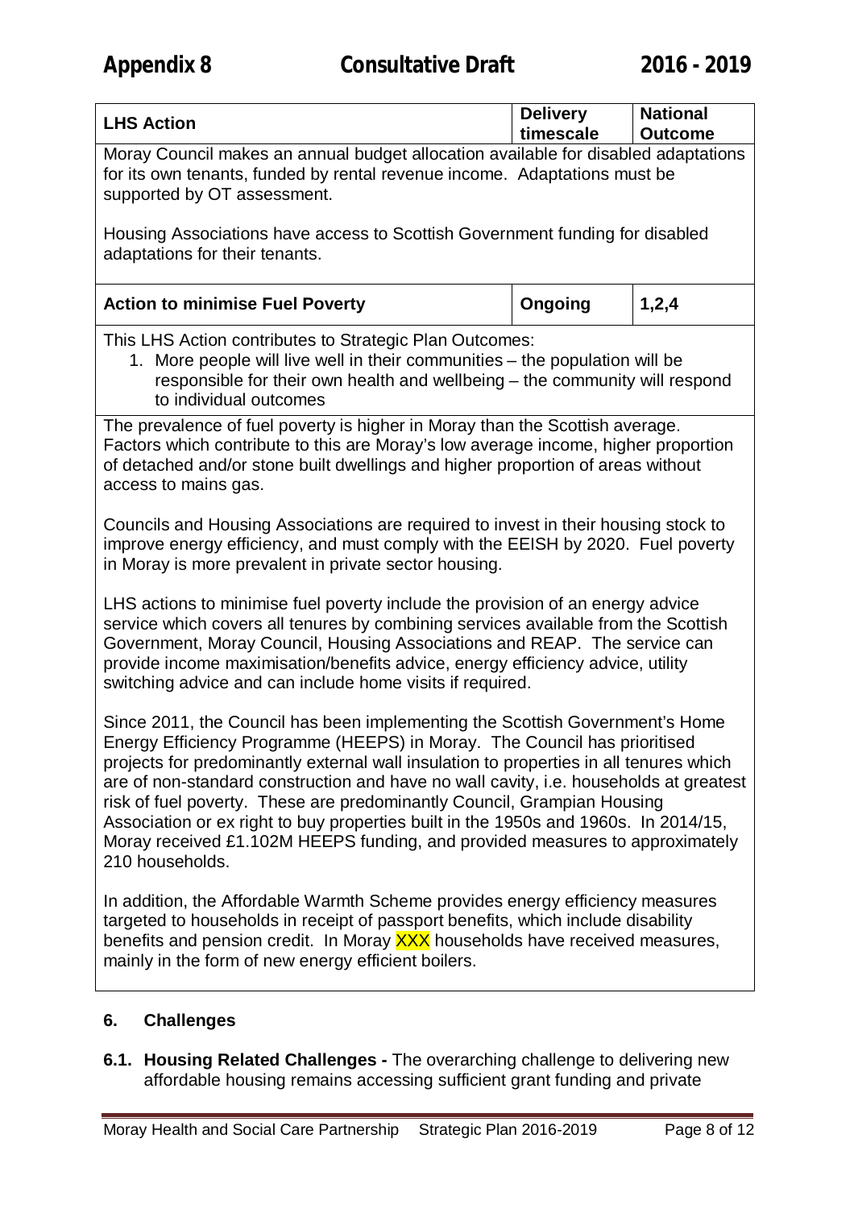| LHS Action | Delivery timescale | National Outcome |
|---|---|---|
| Moray Council makes an annual budget allocation available for disabled adaptations for its own tenants, funded by rental revenue income. Adaptations must be supported by OT assessment.<br><br>Housing Associations have access to Scottish Government funding for disabled adaptations for their tenants. | | |
| **Action to minimise Fuel Poverty** | **Ongoing** | **1,2,4** |
| This LHS Action contributes to Strategic Plan Outcomes:<br>1. More people will live well in their communities – the population will be responsible for their own health and wellbeing – the community will respond to individual outcomes | | |
| The prevalence of fuel poverty is higher in Moray than the Scottish average. Factors which contribute to this are Moray's low average income, higher proportion of detached and/or stone built dwellings and higher proportion of areas without access to mains gas.<br><br>Councils and Housing Associations are required to invest in their housing stock to improve energy efficiency, and must comply with the EEISH by 2020. Fuel poverty in Moray is more prevalent in private sector housing.<br><br>LHS actions to minimise fuel poverty include the provision of an energy advice service which covers all tenures by combining services available from the Scottish Government, Moray Council, Housing Associations and REAP. The service can provide income maximisation/benefits advice, energy efficiency advice, utility switching advice and can include home visits if required.<br><br>Since 2011, the Council has been implementing the Scottish Government's Home Energy Efficiency Programme (HEEPS) in Moray. The Council has prioritised projects for predominantly external wall insulation to properties in all tenures which are of non-standard construction and have no wall cavity, i.e. households at greatest risk of fuel poverty. These are predominantly Council, Grampian Housing Association or ex right to buy properties built in the 1950s and 1960s. In 2014/15, Moray received £1.102M HEEPS funding, and provided measures to approximately 210 households.<br><br>In addition, the Affordable Warmth Scheme provides energy efficiency measures targeted to households in receipt of passport benefits, which include disability benefits and pension credit. In Moray XXX households have received measures, mainly in the form of new energy efficient boilers. | | |

## 6. Challenges

**6.1. Housing Related Challenges -** The overarching challenge to delivering new affordable housing remains accessing sufficient grant funding and private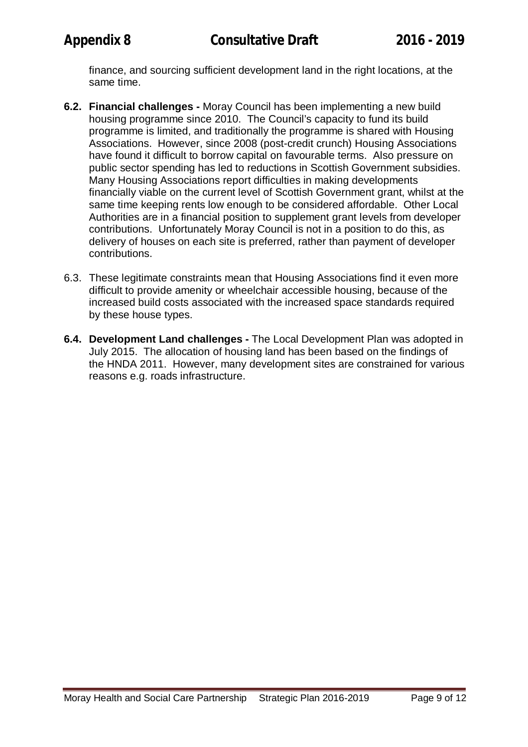finance, and sourcing sufficient development land in the right locations, at the same time.

**6.2. Financial challenges -** Moray Council has been implementing a new build housing programme since 2010. The Council's capacity to fund its build programme is limited, and traditionally the programme is shared with Housing Associations. However, since 2008 (post-credit crunch) Housing Associations have found it difficult to borrow capital on favourable terms. Also pressure on public sector spending has led to reductions in Scottish Government subsidies. Many Housing Associations report difficulties in making developments financially viable on the current level of Scottish Government grant, whilst at the same time keeping rents low enough to be considered affordable. Other Local Authorities are in a financial position to supplement grant levels from developer contributions. Unfortunately Moray Council is not in a position to do this, as delivery of houses on each site is preferred, rather than payment of developer contributions.

6.3. These legitimate constraints mean that Housing Associations find it even more difficult to provide amenity or wheelchair accessible housing, because of the increased build costs associated with the increased space standards required by these house types.

**6.4. Development Land challenges -** The Local Development Plan was adopted in July 2015. The allocation of housing land has been based on the findings of the HNDA 2011. However, many development sites are constrained for various reasons e.g. roads infrastructure.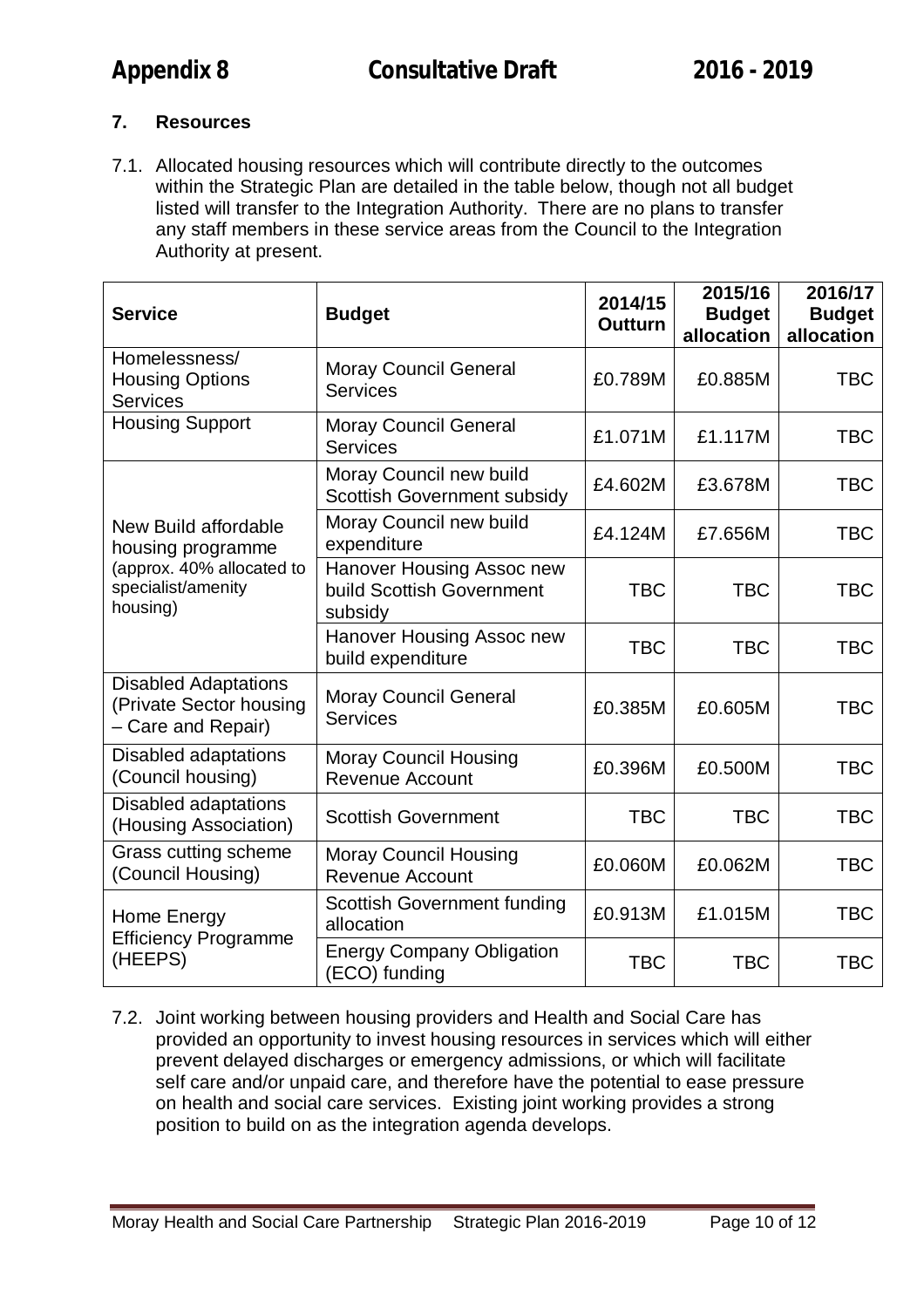## 7. Resources

7.1. Allocated housing resources which will contribute directly to the outcomes within the Strategic Plan are detailed in the table below, though not all budget listed will transfer to the Integration Authority. There are no plans to transfer any staff members in these service areas from the Council to the Integration Authority at present.

| Service | Budget | 2014/15 Outturn | 2015/16 Budget allocation | 2016/17 Budget allocation |
|---|---|---|---|---|
| Homelessness/ Housing Options Services | Moray Council General Services | £0.789M | £0.885M | TBC |
| Housing Support | Moray Council General Services | £1.071M | £1.117M | TBC |
| New Build affordable housing programme (approx. 40% allocated to specialist/amenity housing) | Moray Council new build Scottish Government subsidy | £4.602M | £3.678M | TBC |
| | Moray Council new build expenditure | £4.124M | £7.656M | TBC |
| | Hanover Housing Assoc new build Scottish Government subsidy | TBC | TBC | TBC |
| | Hanover Housing Assoc new build expenditure | TBC | TBC | TBC |
| Disabled Adaptations (Private Sector housing – Care and Repair) | Moray Council General Services | £0.385M | £0.605M | TBC |
| Disabled adaptations (Council housing) | Moray Council Housing Revenue Account | £0.396M | £0.500M | TBC |
| Disabled adaptations (Housing Association) | Scottish Government | TBC | TBC | TBC |
| Grass cutting scheme (Council Housing) | Moray Council Housing Revenue Account | £0.060M | £0.062M | TBC |
| Home Energy Efficiency Programme (HEEPS) | Scottish Government funding allocation | £0.913M | £1.015M | TBC |
| | Energy Company Obligation (ECO) funding | TBC | TBC | TBC |

7.2. Joint working between housing providers and Health and Social Care has provided an opportunity to invest housing resources in services which will either prevent delayed discharges or emergency admissions, or which will facilitate self care and/or unpaid care, and therefore have the potential to ease pressure on health and social care services. Existing joint working provides a strong position to build on as the integration agenda develops.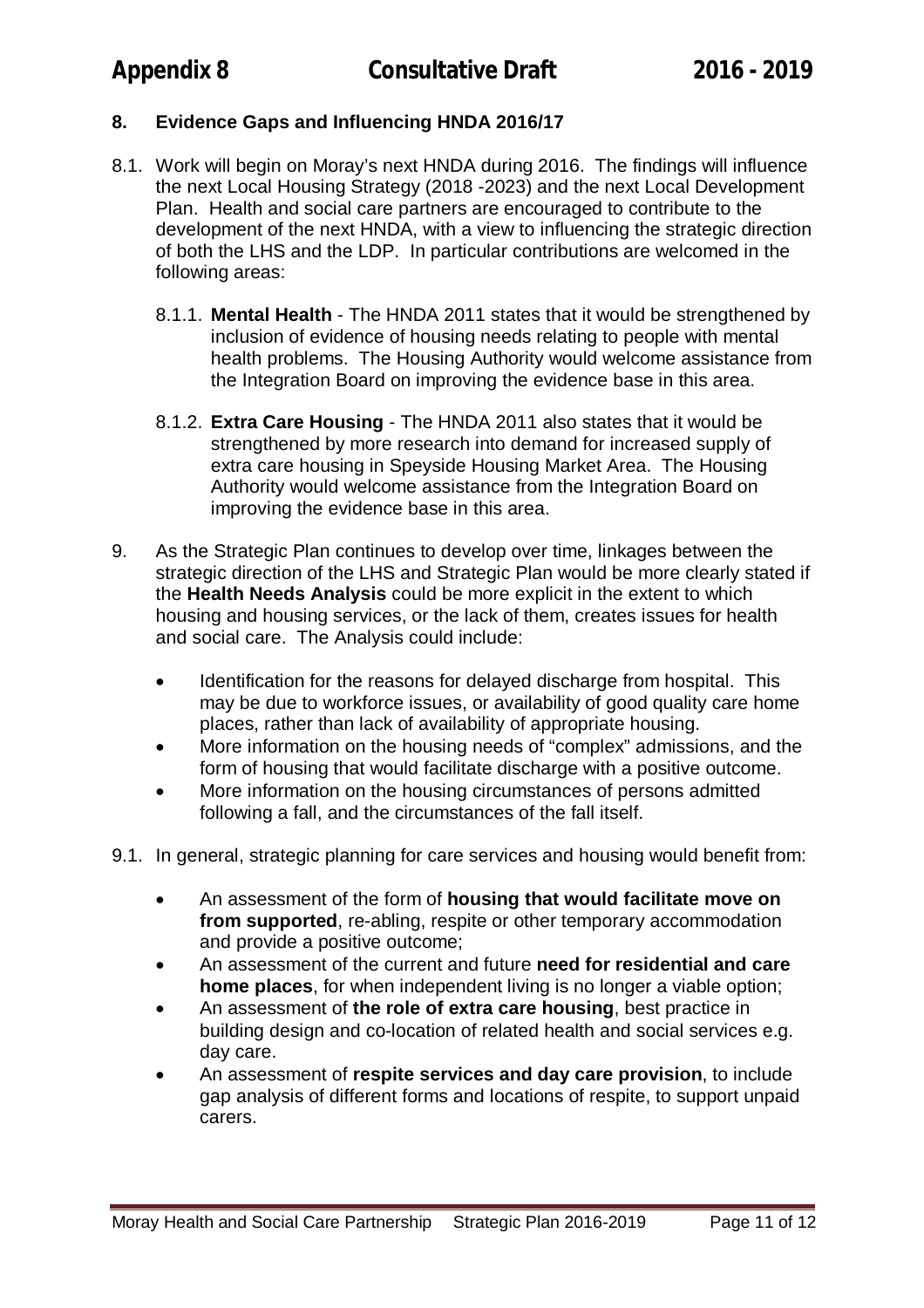## 8. Evidence Gaps and Influencing HNDA 2016/17

8.1. Work will begin on Moray's next HNDA during 2016. The findings will influence the next Local Housing Strategy (2018 -2023) and the next Local Development Plan. Health and social care partners are encouraged to contribute to the development of the next HNDA, with a view to influencing the strategic direction of both the LHS and the LDP. In particular contributions are welcomed in the following areas:

8.1.1. **Mental Health** - The HNDA 2011 states that it would be strengthened by inclusion of evidence of housing needs relating to people with mental health problems. The Housing Authority would welcome assistance from the Integration Board on improving the evidence base in this area.

8.1.2. **Extra Care Housing** - The HNDA 2011 also states that it would be strengthened by more research into demand for increased supply of extra care housing in Speyside Housing Market Area. The Housing Authority would welcome assistance from the Integration Board on improving the evidence base in this area.

9. As the Strategic Plan continues to develop over time, linkages between the strategic direction of the LHS and Strategic Plan would be more clearly stated if the **Health Needs Analysis** could be more explicit in the extent to which housing and housing services, or the lack of them, creates issues for health and social care. The Analysis could include:

- Identification for the reasons for delayed discharge from hospital. This may be due to workforce issues, or availability of good quality care home places, rather than lack of availability of appropriate housing.
- More information on the housing needs of "complex" admissions, and the form of housing that would facilitate discharge with a positive outcome.
- More information on the housing circumstances of persons admitted following a fall, and the circumstances of the fall itself.

9.1. In general, strategic planning for care services and housing would benefit from:

- An assessment of the form of **housing that would facilitate move on from supported**, re-abling, respite or other temporary accommodation and provide a positive outcome;
- An assessment of the current and future **need for residential and care home places**, for when independent living is no longer a viable option;
- An assessment of **the role of extra care housing**, best practice in building design and co-location of related health and social services e.g. day care.
- An assessment of **respite services and day care provision**, to include gap analysis of different forms and locations of respite, to support unpaid carers.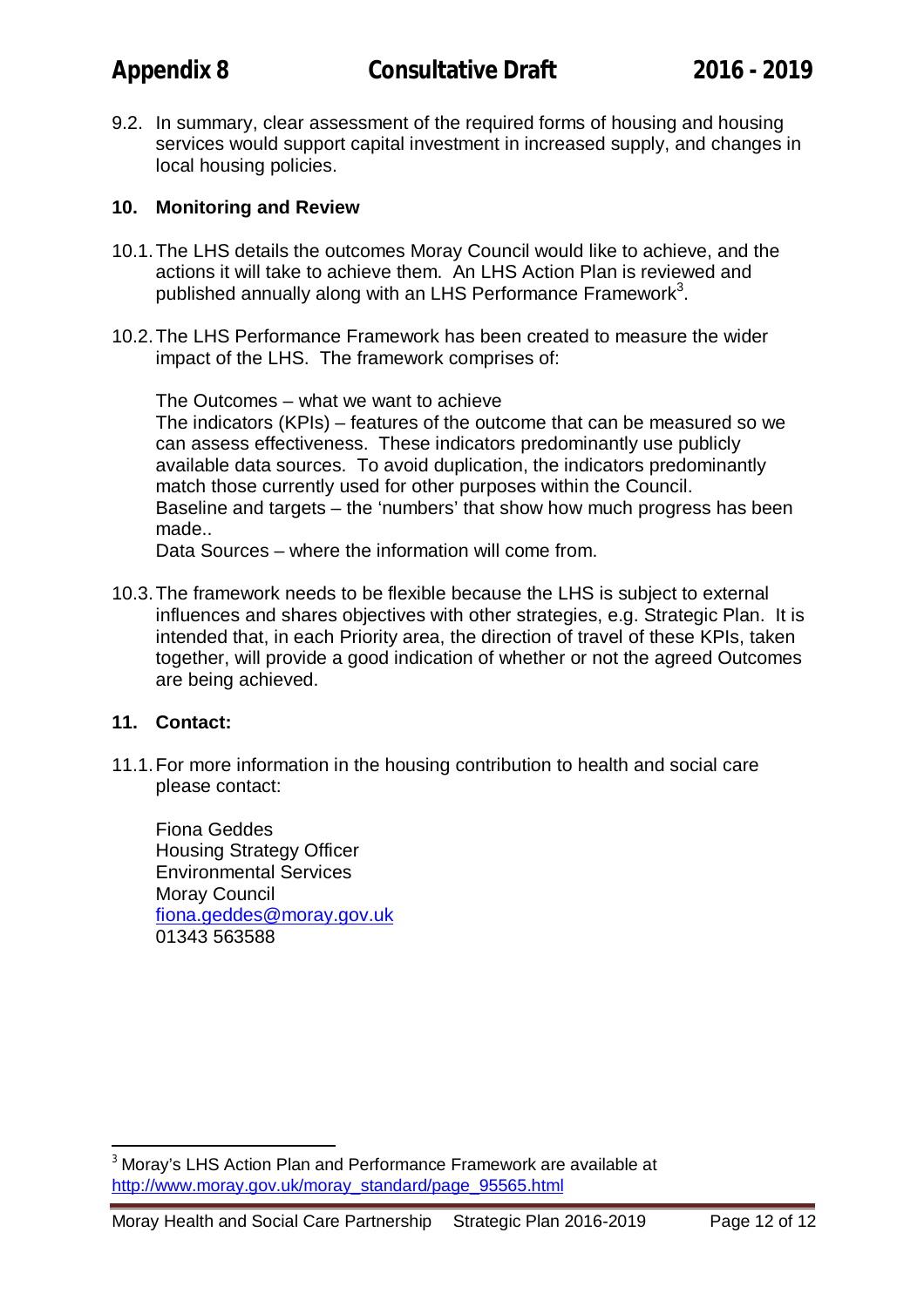9.2. In summary, clear assessment of the required forms of housing and housing services would support capital investment in increased supply, and changes in local housing policies.

## 10. Monitoring and Review

10.1. The LHS details the outcomes Moray Council would like to achieve, and the actions it will take to achieve them. An LHS Action Plan is reviewed and published annually along with an LHS Performance Framework[3].

10.2. The LHS Performance Framework has been created to measure the wider impact of the LHS. The framework comprises of:

The Outcomes – what we want to achieve
The indicators (KPIs) – features of the outcome that can be measured so we can assess effectiveness. These indicators predominantly use publicly available data sources. To avoid duplication, the indicators predominantly match those currently used for other purposes within the Council.
Baseline and targets – the 'numbers' that show how much progress has been made..
Data Sources – where the information will come from.

10.3. The framework needs to be flexible because the LHS is subject to external influences and shares objectives with other strategies, e.g. Strategic Plan. It is intended that, in each Priority area, the direction of travel of these KPIs, taken together, will provide a good indication of whether or not the agreed Outcomes are being achieved.

## 11. Contact:

11.1. For more information in the housing contribution to health and social care please contact:

Fiona Geddes
Housing Strategy Officer
Environmental Services
Moray Council
fiona.geddes@moray.gov.uk
01343 563588

---

[3] Moray's LHS Action Plan and Performance Framework are available at http://www.moray.gov.uk/moray_standard/page_95565.html